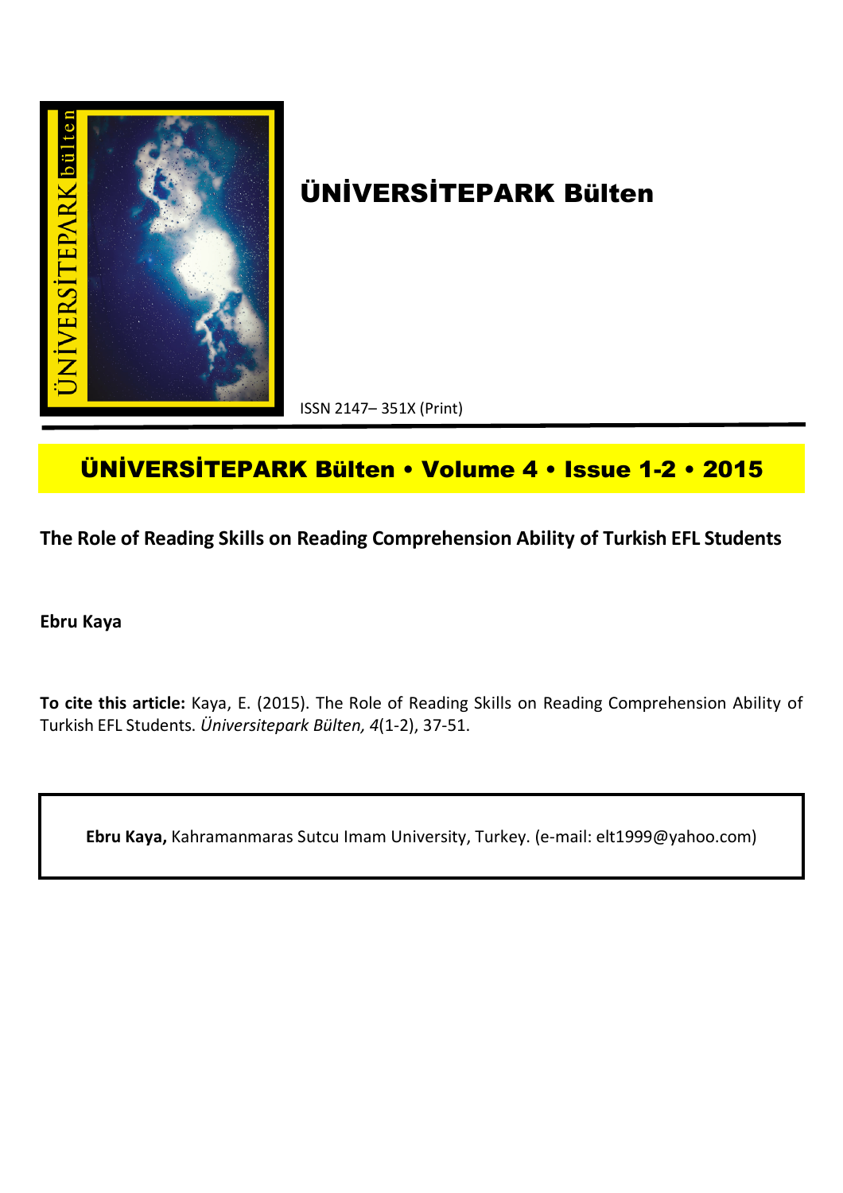# ÜNİVERSİTEPARK Bülten

ISSN 2147– 351X (Print)

**ÜNİVERSİTEPARK Bülten • Volume 4 • Issue 1-2 • 2015**

## The Role of Reading Skills on Reading Comprehension Ability of Turkish EFL Students

**Ebru Kaya**

**To cite this article:** Kaya, E. (2015). The Role of Reading Skills on Reading Comprehension Ability of Turkish EFL Students. *Üniversitepark Bülten, 4*(1-2), 37-51.

**Ebru Kaya,** Kahramanmaras Sutcu Imam University, Turkey. (e-mail: elt1999@yahoo.com)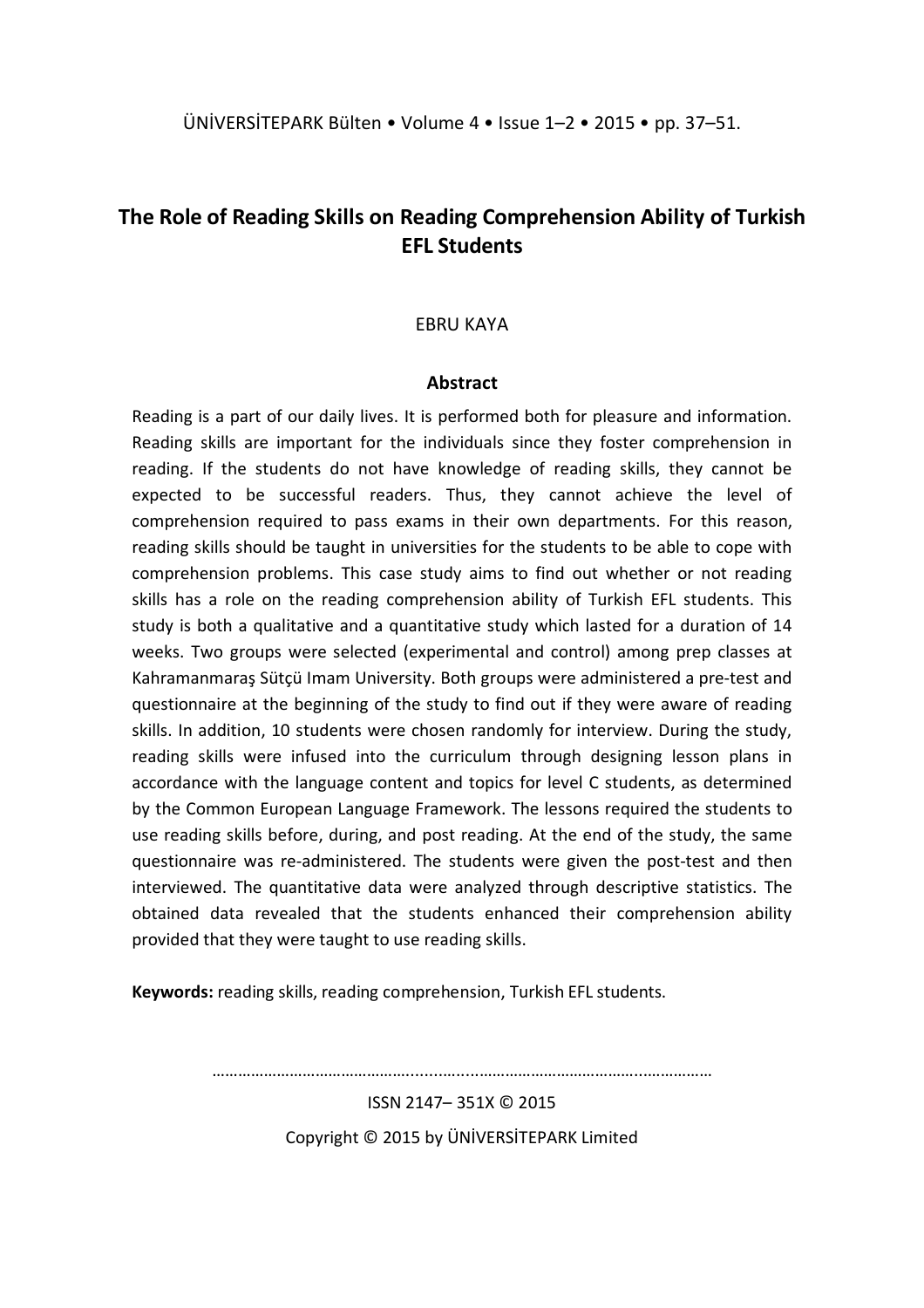# The Role of Reading Skills on Reading Comprehension Ability of Turkish EFL Students

EBRU KAYA

## Abstract

Reading is a part of our daily lives. It is performed both for pleasure and information. Reading skills are important for the individuals since they foster comprehension in reading. If the students do not have knowledge of reading skills, they cannot be expected to be successful readers. Thus, they cannot achieve the level of comprehension required to pass exams in their own departments. For this reason, reading skills should be taught in universities for the students to be able to cope with comprehension problems. This case study aims to find out whether or not reading skills has a role on the reading comprehension ability of Turkish EFL students. This study is both a qualitative and a quantitative study which lasted for a duration of 14 weeks. Two groups were selected (experimental and control) among prep classes at Kahramanmaraş Sütçü Imam University. Both groups were administered a pre-test and questionnaire at the beginning of the study to find out if they were aware of reading skills. In addition, 10 students were chosen randomly for interview. During the study, reading skills were infused into the curriculum through designing lesson plans in accordance with the language content and topics for level C students, as determined by the Common European Language Framework. The lessons required the students to use reading skills before, during, and post reading. At the end of the study, the same questionnaire was re-administered. The students were given the post-test and then interviewed. The quantitative data were analyzed through descriptive statistics. The obtained data revealed that the students enhanced their comprehension ability provided that they were taught to use reading skills.

**Keywords:** reading skills, reading comprehension, Turkish EFL students.

ISSN 2147– 351X © 2015

Copyright © 2015 by ÜNİVERSİTEPARK Limited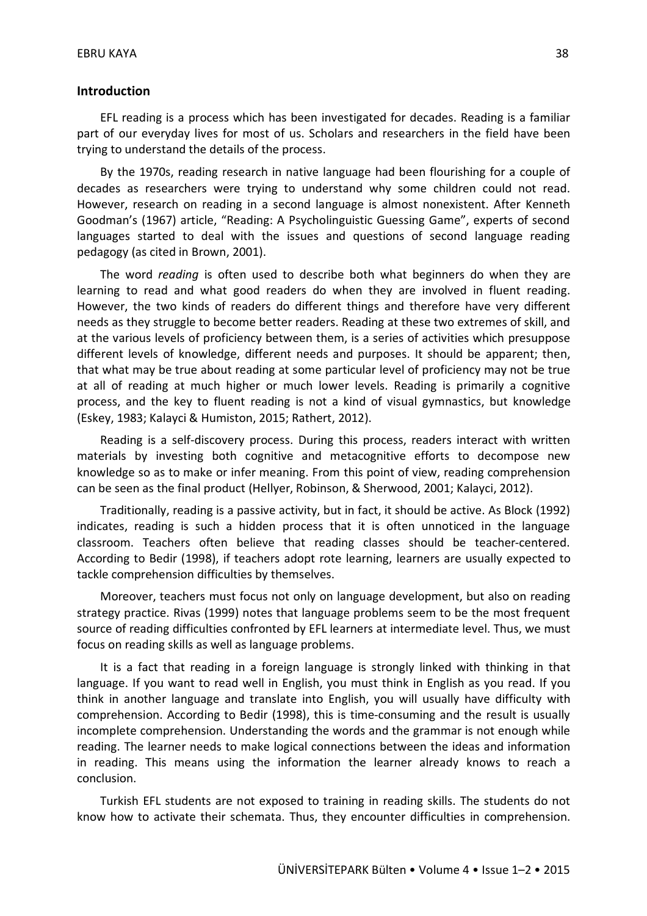## Introduction

EFL reading is a process which has been investigated for decades. Reading is a familiar part of our everyday lives for most of us. Scholars and researchers in the field have been trying to understand the details of the process.

By the 1970s, reading research in native language had been flourishing for a couple of decades as researchers were trying to understand why some children could not read. However, research on reading in a second language is almost nonexistent. After Kenneth Goodman's (1967) article, "Reading: A Psycholinguistic Guessing Game", experts of second languages started to deal with the issues and questions of second language reading pedagogy (as cited in Brown, 2001).

The word *reading* is often used to describe both what beginners do when they are learning to read and what good readers do when they are involved in fluent reading. However, the two kinds of readers do different things and therefore have very different needs as they struggle to become better readers. Reading at these two extremes of skill, and at the various levels of proficiency between them, is a series of activities which presuppose different levels of knowledge, different needs and purposes. It should be apparent; then, that what may be true about reading at some particular level of proficiency may not be true at all of reading at much higher or much lower levels. Reading is primarily a cognitive process, and the key to fluent reading is not a kind of visual gymnastics, but knowledge (Eskey, 1983; Kalayci & Humiston, 2015; Rathert, 2012).

Reading is a self-discovery process. During this process, readers interact with written materials by investing both cognitive and metacognitive efforts to decompose new knowledge so as to make or infer meaning. From this point of view, reading comprehension can be seen as the final product (Hellyer, Robinson, & Sherwood, 2001; Kalayci, 2012).

Traditionally, reading is a passive activity, but in fact, it should be active. As Block (1992) indicates, reading is such a hidden process that it is often unnoticed in the language classroom. Teachers often believe that reading classes should be teacher-centered. According to Bedir (1998), if teachers adopt rote learning, learners are usually expected to tackle comprehension difficulties by themselves.

Moreover, teachers must focus not only on language development, but also on reading strategy practice. Rivas (1999) notes that language problems seem to be the most frequent source of reading difficulties confronted by EFL learners at intermediate level. Thus, we must focus on reading skills as well as language problems.

It is a fact that reading in a foreign language is strongly linked with thinking in that language. If you want to read well in English, you must think in English as you read. If you think in another language and translate into English, you will usually have difficulty with comprehension. According to Bedir (1998), this is time-consuming and the result is usually incomplete comprehension. Understanding the words and the grammar is not enough while reading. The learner needs to make logical connections between the ideas and information in reading. This means using the information the learner already knows to reach a conclusion.

Turkish EFL students are not exposed to training in reading skills. The students do not know how to activate their schemata. Thus, they encounter difficulties in comprehension.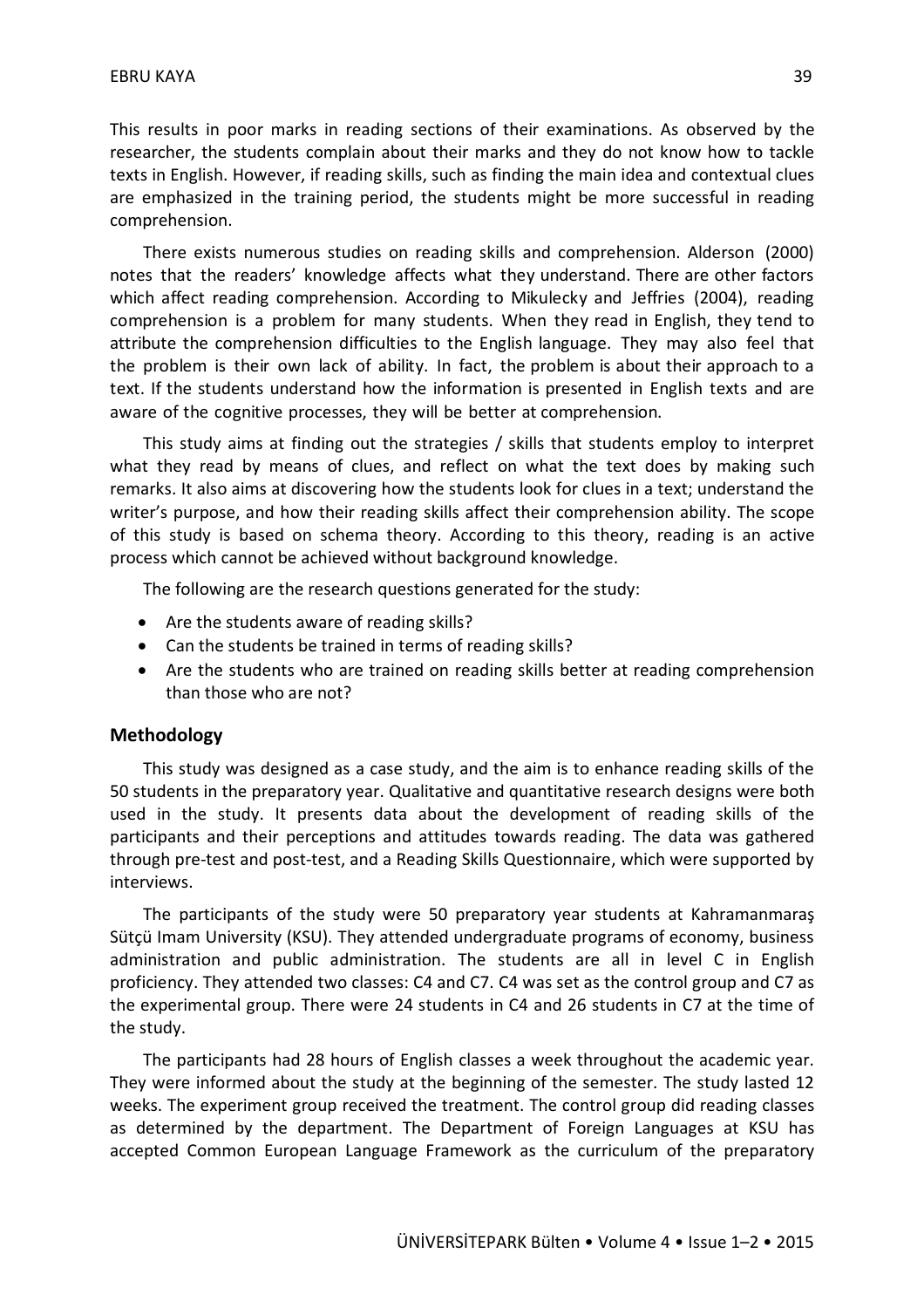This results in poor marks in reading sections of their examinations. As observed by the researcher, the students complain about their marks and they do not know how to tackle texts in English. However, if reading skills, such as finding the main idea and contextual clues are emphasized in the training period, the students might be more successful in reading comprehension.

There exists numerous studies on reading skills and comprehension. Alderson (2000) notes that the readers' knowledge affects what they understand. There are other factors which affect reading comprehension. According to Mikulecky and Jeffries (2004), reading comprehension is a problem for many students. When they read in English, they tend to attribute the comprehension difficulties to the English language. They may also feel that the problem is their own lack of ability. In fact, the problem is about their approach to a text. If the students understand how the information is presented in English texts and are aware of the cognitive processes, they will be better at comprehension.

This study aims at finding out the strategies / skills that students employ to interpret what they read by means of clues, and reflect on what the text does by making such remarks. It also aims at discovering how the students look for clues in a text; understand the writer's purpose, and how their reading skills affect their comprehension ability. The scope of this study is based on schema theory. According to this theory, reading is an active process which cannot be achieved without background knowledge.

The following are the research questions generated for the study:

- Are the students aware of reading skills?
- Can the students be trained in terms of reading skills?
- Are the students who are trained on reading skills better at reading comprehension than those who are not?

## Methodology

This study was designed as a case study, and the aim is to enhance reading skills of the 50 students in the preparatory year. Qualitative and quantitative research designs were both used in the study. It presents data about the development of reading skills of the participants and their perceptions and attitudes towards reading. The data was gathered through pre-test and post-test, and a Reading Skills Questionnaire, which were supported by interviews.

The participants of the study were 50 preparatory year students at Kahramanmaraş Sütçü Imam University (KSU). They attended undergraduate programs of economy, business administration and public administration. The students are all in level C in English proficiency. They attended two classes: C4 and C7. C4 was set as the control group and C7 as the experimental group. There were 24 students in C4 and 26 students in C7 at the time of the study.

The participants had 28 hours of English classes a week throughout the academic year. They were informed about the study at the beginning of the semester. The study lasted 12 weeks. The experiment group received the treatment. The control group did reading classes as determined by the department. The Department of Foreign Languages at KSU has accepted Common European Language Framework as the curriculum of the preparatory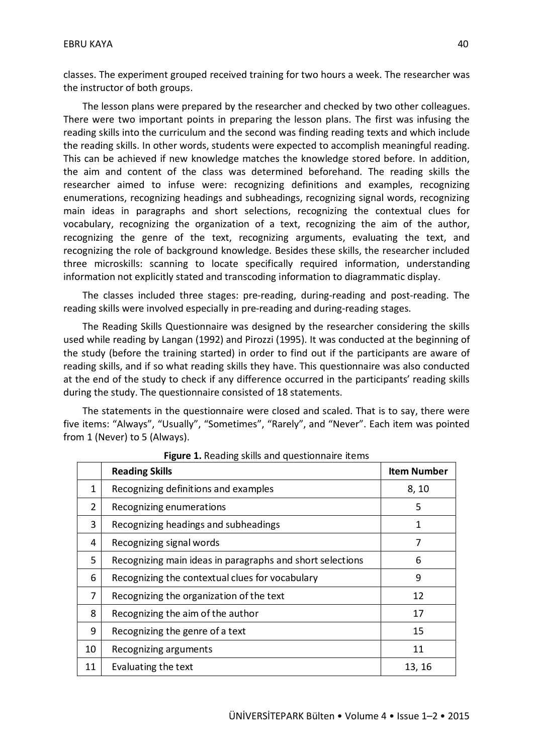classes. The experiment grouped received training for two hours a week. The researcher was the instructor of both groups.

The lesson plans were prepared by the researcher and checked by two other colleagues. There were two important points in preparing the lesson plans. The first was infusing the reading skills into the curriculum and the second was finding reading texts and which include the reading skills. In other words, students were expected to accomplish meaningful reading. This can be achieved if new knowledge matches the knowledge stored before. In addition, the aim and content of the class was determined beforehand. The reading skills the researcher aimed to infuse were: recognizing definitions and examples, recognizing enumerations, recognizing headings and subheadings, recognizing signal words, recognizing main ideas in paragraphs and short selections, recognizing the contextual clues for vocabulary, recognizing the organization of a text, recognizing the aim of the author, recognizing the genre of the text, recognizing arguments, evaluating the text, and recognizing the role of background knowledge. Besides these skills, the researcher included three microskills: scanning to locate specifically required information, understanding information not explicitly stated and transcoding information to diagrammatic display.

The classes included three stages: pre-reading, during-reading and post-reading. The reading skills were involved especially in pre-reading and during-reading stages.

The Reading Skills Questionnaire was designed by the researcher considering the skills used while reading by Langan (1992) and Pirozzi (1995). It was conducted at the beginning of the study (before the training started) in order to find out if the participants are aware of reading skills, and if so what reading skills they have. This questionnaire was also conducted at the end of the study to check if any difference occurred in the participants' reading skills during the study. The questionnaire consisted of 18 statements.

The statements in the questionnaire were closed and scaled. That is to say, there were five items: "Always", "Usually", "Sometimes", "Rarely", and "Never". Each item was pointed from 1 (Never) to 5 (Always).

**Figure 1.** Reading skills and questionnaire items

| | **Reading Skills** | **Item Number** |
|---|---|---|
| 1 | Recognizing definitions and examples | 8, 10 |
| 2 | Recognizing enumerations | 5 |
| 3 | Recognizing headings and subheadings | 1 |
| 4 | Recognizing signal words | 7 |
| 5 | Recognizing main ideas in paragraphs and short selections | 6 |
| 6 | Recognizing the contextual clues for vocabulary | 9 |
| 7 | Recognizing the organization of the text | 12 |
| 8 | Recognizing the aim of the author | 17 |
| 9 | Recognizing the genre of a text | 15 |
| 10 | Recognizing arguments | 11 |
| 11 | Evaluating the text | 13, 16 |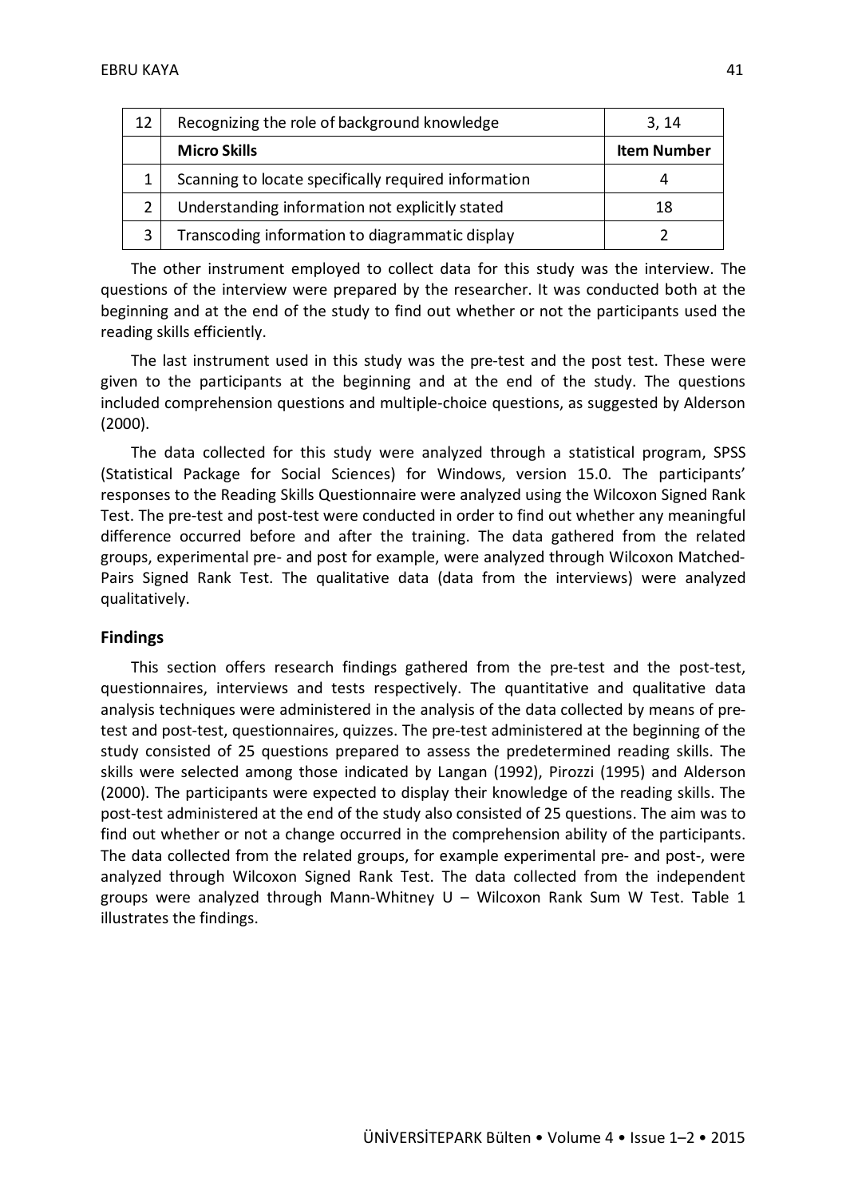| 12 | Recognizing the role of background knowledge | 3, 14 |
|---|---|---|
| | **Micro Skills** | **Item Number** |
| 1 | Scanning to locate specifically required information | 4 |
| 2 | Understanding information not explicitly stated | 18 |
| 3 | Transcoding information to diagrammatic display | 2 |

The other instrument employed to collect data for this study was the interview. The questions of the interview were prepared by the researcher. It was conducted both at the beginning and at the end of the study to find out whether or not the participants used the reading skills efficiently.

The last instrument used in this study was the pre-test and the post test. These were given to the participants at the beginning and at the end of the study. The questions included comprehension questions and multiple-choice questions, as suggested by Alderson (2000).

The data collected for this study were analyzed through a statistical program, SPSS (Statistical Package for Social Sciences) for Windows, version 15.0. The participants' responses to the Reading Skills Questionnaire were analyzed using the Wilcoxon Signed Rank Test. The pre-test and post-test were conducted in order to find out whether any meaningful difference occurred before and after the training. The data gathered from the related groups, experimental pre- and post for example, were analyzed through Wilcoxon Matched-Pairs Signed Rank Test. The qualitative data (data from the interviews) were analyzed qualitatively.

## Findings

This section offers research findings gathered from the pre-test and the post-test, questionnaires, interviews and tests respectively. The quantitative and qualitative data analysis techniques were administered in the analysis of the data collected by means of pre-test and post-test, questionnaires, quizzes. The pre-test administered at the beginning of the study consisted of 25 questions prepared to assess the predetermined reading skills. The skills were selected among those indicated by Langan (1992), Pirozzi (1995) and Alderson (2000). The participants were expected to display their knowledge of the reading skills. The post-test administered at the end of the study also consisted of 25 questions. The aim was to find out whether or not a change occurred in the comprehension ability of the participants. The data collected from the related groups, for example experimental pre- and post-, were analyzed through Wilcoxon Signed Rank Test. The data collected from the independent groups were analyzed through Mann-Whitney U – Wilcoxon Rank Sum W Test. Table 1 illustrates the findings.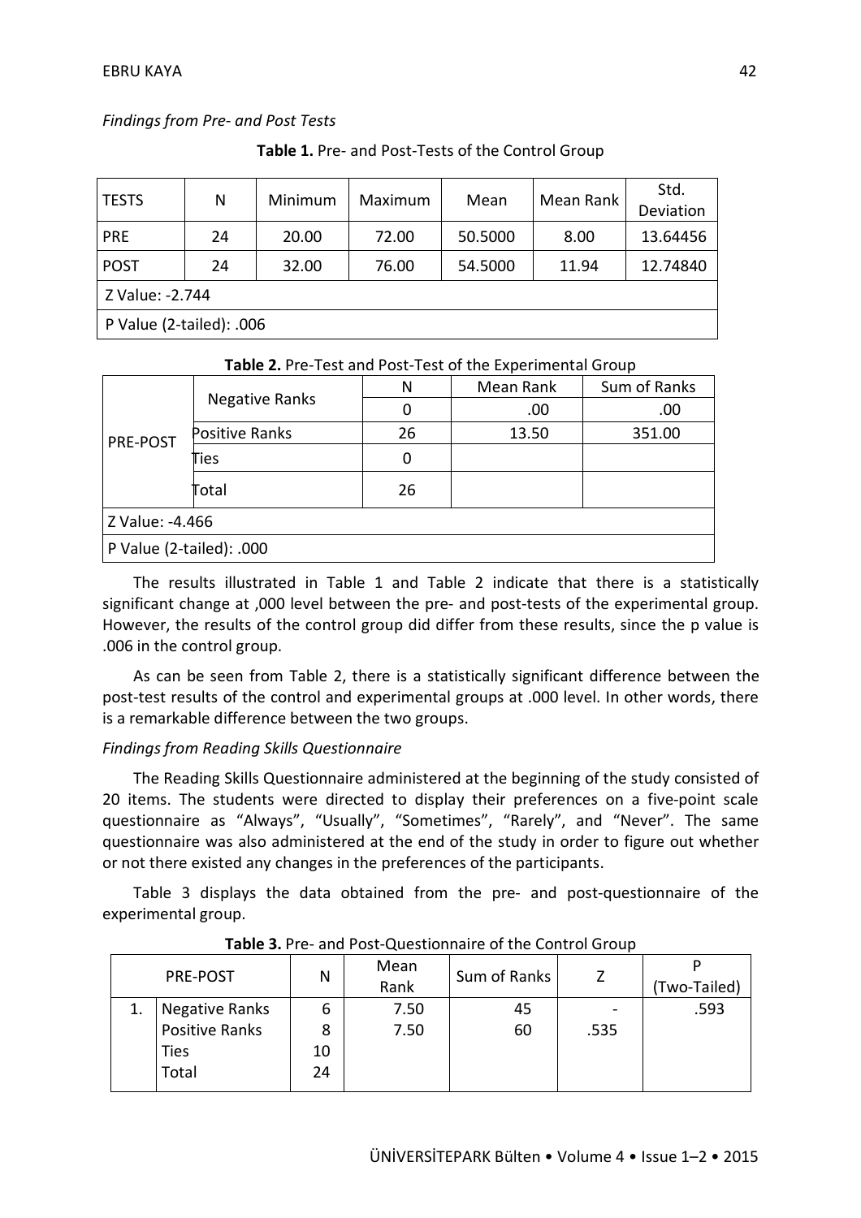*Findings from Pre- and Post Tests*

**Table 1.** Pre- and Post-Tests of the Control Group

| TESTS | N | Minimum | Maximum | Mean | Mean Rank | Std. Deviation |
|---|---|---|---|---|---|---|
| PRE | 24 | 20.00 | 72.00 | 50.5000 | 8.00 | 13.64456 |
| POST | 24 | 32.00 | 76.00 | 54.5000 | 11.94 | 12.74840 |
| Z Value: -2.744 | | | | | | |
| P Value (2-tailed): .006 | | | | | | |

**Table 2.** Pre-Test and Post-Test of the Experimental Group

| | | N | Mean Rank | Sum of Ranks |
|---|---|---|---|---|
| PRE-POST | Negative Ranks | 0 | .00 | .00 |
| | Positive Ranks | 26 | 13.50 | 351.00 |
| | Ties | 0 | | |
| | Total | 26 | | |
| Z Value: -4.466 | | | | |
| P Value (2-tailed): .000 | | | | |

The results illustrated in Table 1 and Table 2 indicate that there is a statistically significant change at ,000 level between the pre- and post-tests of the experimental group. However, the results of the control group did differ from these results, since the p value is .006 in the control group.

As can be seen from Table 2, there is a statistically significant difference between the post-test results of the control and experimental groups at .000 level. In other words, there is a remarkable difference between the two groups.

*Findings from Reading Skills Questionnaire*

The Reading Skills Questionnaire administered at the beginning of the study consisted of 20 items. The students were directed to display their preferences on a five-point scale questionnaire as "Always", "Usually", "Sometimes", "Rarely", and "Never". The same questionnaire was also administered at the end of the study in order to figure out whether or not there existed any changes in the preferences of the participants.

Table 3 displays the data obtained from the pre- and post-questionnaire of the experimental group.

**Table 3.** Pre- and Post-Questionnaire of the Control Group

| PRE-POST | | N | Mean Rank | Sum of Ranks | Z | P (Two-Tailed) |
|---|---|---|---|---|---|---|
| 1. | Negative Ranks | 6 | 7.50 | 45 | -.535 | .593 |
| | Positive Ranks | 8 | 7.50 | 60 | | |
| | Ties | 10 | | | | |
| | Total | 24 | | | | |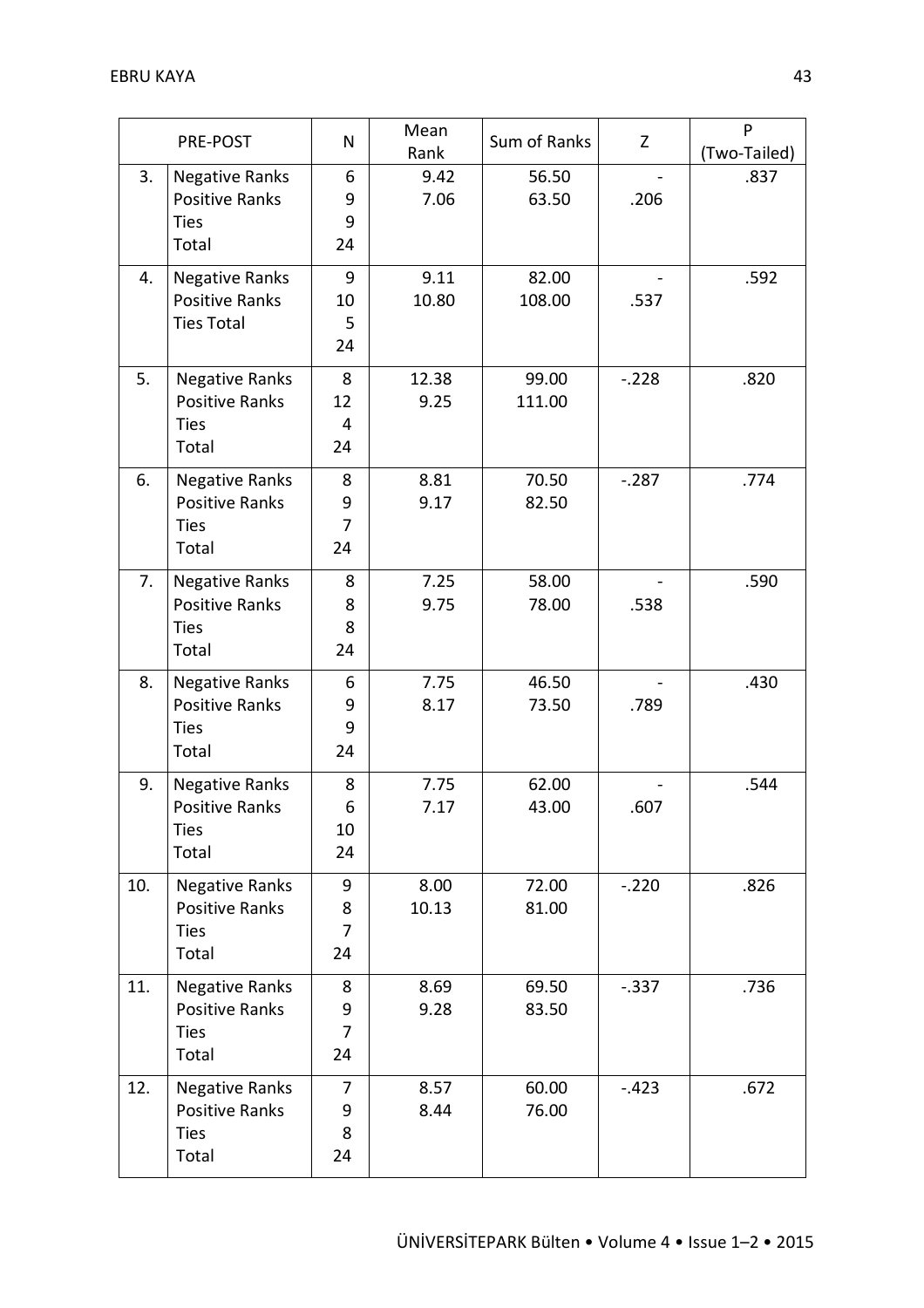| PRE-POST | | N | Mean Rank | Sum of Ranks | Z | P (Two-Tailed) |
|---|---|---|---|---|---|---|
| 3. | Negative Ranks<br>Positive Ranks<br>Ties<br>Total | 6<br>9<br>9<br>24 | 9.42<br>7.06 | 56.50<br>63.50 | -<br>.206 | .837 |
| 4. | Negative Ranks<br>Positive Ranks<br>Ties Total | 9<br>10<br>5<br>24 | 9.11<br>10.80 | 82.00<br>108.00 | -<br>.537 | .592 |
| 5. | Negative Ranks<br>Positive Ranks<br>Ties<br>Total | 8<br>12<br>4<br>24 | 12.38<br>9.25 | 99.00<br>111.00 | -.228 | .820 |
| 6. | Negative Ranks<br>Positive Ranks<br>Ties<br>Total | 8<br>9<br>7<br>24 | 8.81<br>9.17 | 70.50<br>82.50 | -.287 | .774 |
| 7. | Negative Ranks<br>Positive Ranks<br>Ties<br>Total | 8<br>8<br>8<br>24 | 7.25<br>9.75 | 58.00<br>78.00 | -<br>.538 | .590 |
| 8. | Negative Ranks<br>Positive Ranks<br>Ties<br>Total | 6<br>9<br>9<br>24 | 7.75<br>8.17 | 46.50<br>73.50 | -<br>.789 | .430 |
| 9. | Negative Ranks<br>Positive Ranks<br>Ties<br>Total | 8<br>6<br>10<br>24 | 7.75<br>7.17 | 62.00<br>43.00 | -<br>.607 | .544 |
| 10. | Negative Ranks<br>Positive Ranks<br>Ties<br>Total | 9<br>8<br>7<br>24 | 8.00<br>10.13 | 72.00<br>81.00 | -.220 | .826 |
| 11. | Negative Ranks<br>Positive Ranks<br>Ties<br>Total | 8<br>9<br>7<br>24 | 8.69<br>9.28 | 69.50<br>83.50 | -.337 | .736 |
| 12. | Negative Ranks<br>Positive Ranks<br>Ties<br>Total | 7<br>9<br>8<br>24 | 8.57<br>8.44 | 60.00<br>76.00 | -.423 | .672 |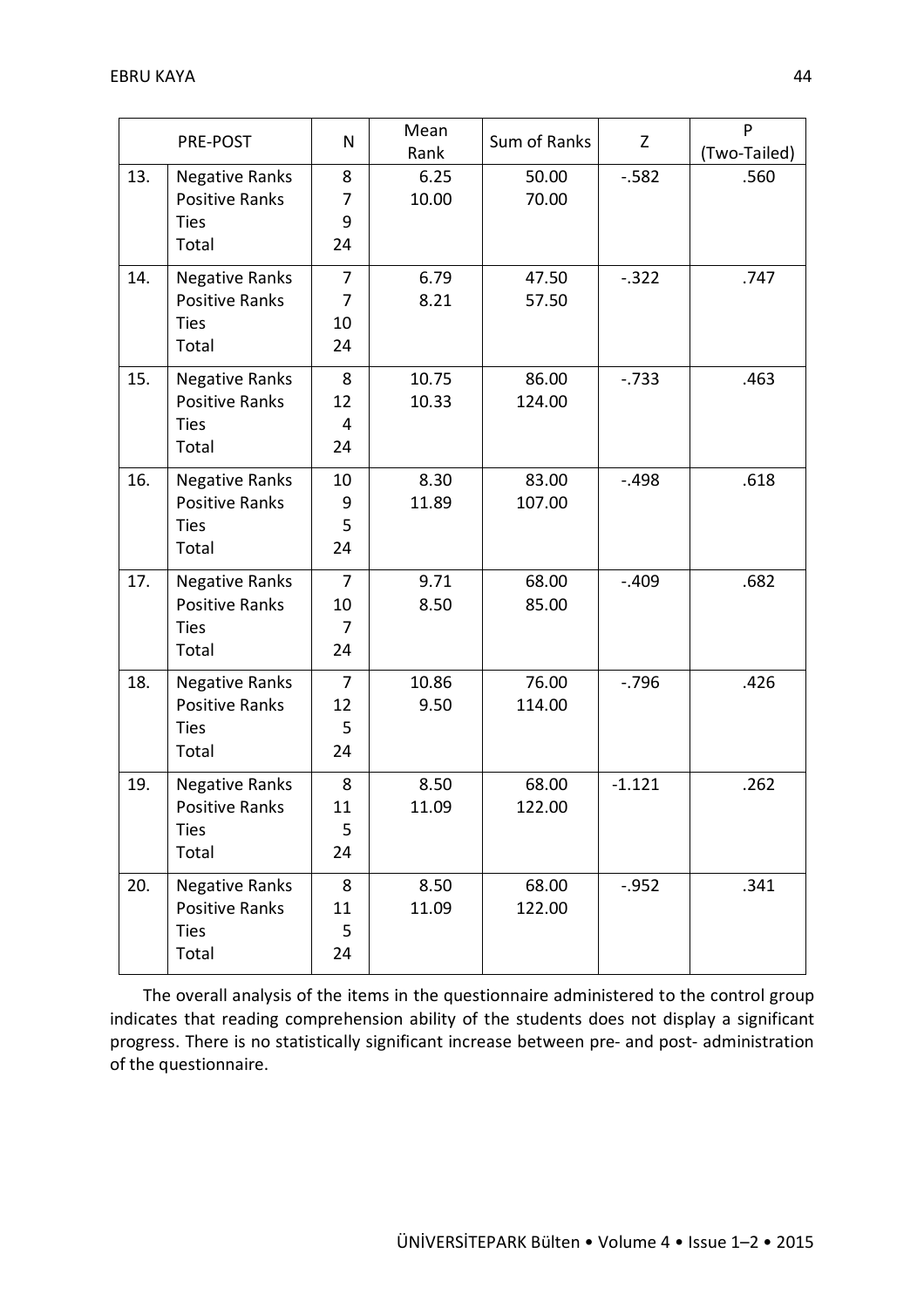| PRE-POST | | N | Mean Rank | Sum of Ranks | Z | P (Two-Tailed) |
|---|---|---|---|---|---|---|
| 13. | Negative Ranks | 8 | 6.25 | 50.00 | -.582 | .560 |
| | Positive Ranks | 7 | 10.00 | 70.00 | | |
| | Ties | 9 | | | | |
| | Total | 24 | | | | |
| 14. | Negative Ranks | 7 | 6.79 | 47.50 | -.322 | .747 |
| | Positive Ranks | 7 | 8.21 | 57.50 | | |
| | Ties | 10 | | | | |
| | Total | 24 | | | | |
| 15. | Negative Ranks | 8 | 10.75 | 86.00 | -.733 | .463 |
| | Positive Ranks | 12 | 10.33 | 124.00 | | |
| | Ties | 4 | | | | |
| | Total | 24 | | | | |
| 16. | Negative Ranks | 10 | 8.30 | 83.00 | -.498 | .618 |
| | Positive Ranks | 9 | 11.89 | 107.00 | | |
| | Ties | 5 | | | | |
| | Total | 24 | | | | |
| 17. | Negative Ranks | 7 | 9.71 | 68.00 | -.409 | .682 |
| | Positive Ranks | 10 | 8.50 | 85.00 | | |
| | Ties | 7 | | | | |
| | Total | 24 | | | | |
| 18. | Negative Ranks | 7 | 10.86 | 76.00 | -.796 | .426 |
| | Positive Ranks | 12 | 9.50 | 114.00 | | |
| | Ties | 5 | | | | |
| | Total | 24 | | | | |
| 19. | Negative Ranks | 8 | 8.50 | 68.00 | -1.121 | .262 |
| | Positive Ranks | 11 | 11.09 | 122.00 | | |
| | Ties | 5 | | | | |
| | Total | 24 | | | | |
| 20. | Negative Ranks | 8 | 8.50 | 68.00 | -.952 | .341 |
| | Positive Ranks | 11 | 11.09 | 122.00 | | |
| | Ties | 5 | | | | |
| | Total | 24 | | | | |

The overall analysis of the items in the questionnaire administered to the control group indicates that reading comprehension ability of the students does not display a significant progress. There is no statistically significant increase between pre- and post- administration of the questionnaire.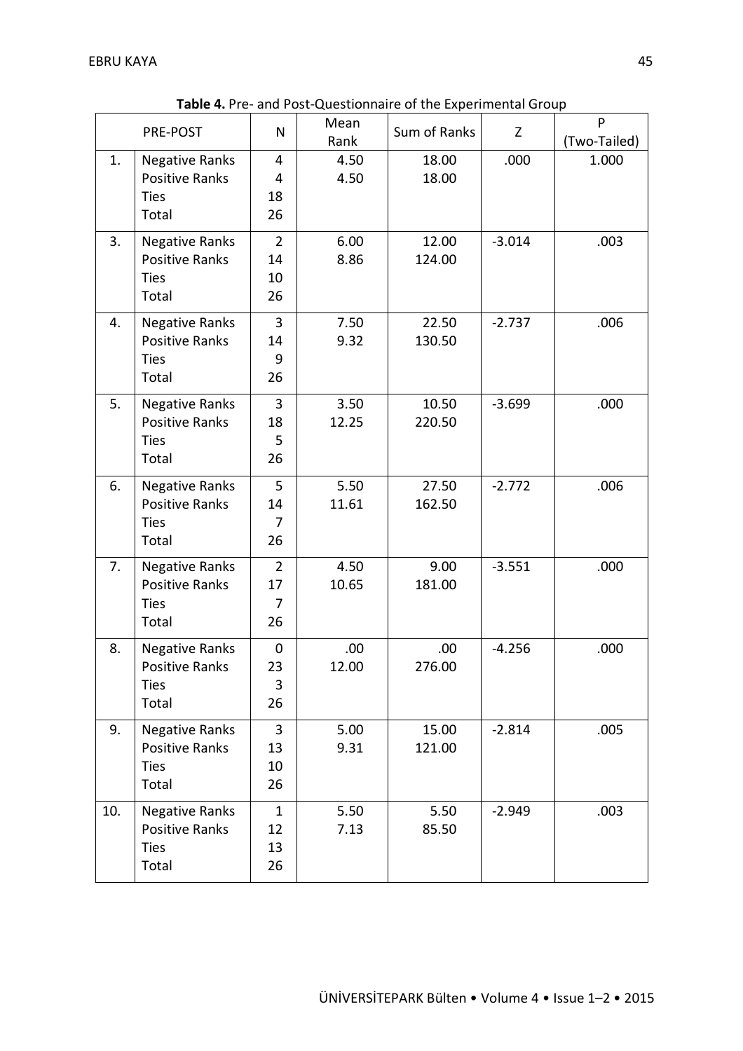**Table 4.** Pre- and Post-Questionnaire of the Experimental Group

| PRE-POST | | N | Mean Rank | Sum of Ranks | Z | P (Two-Tailed) |
|---|---|---|---|---|---|---|
| 1. | Negative Ranks | 4 | 4.50 | 18.00 | .000 | 1.000 |
| | Positive Ranks | 4 | 4.50 | 18.00 | | |
| | Ties | 18 | | | | |
| | Total | 26 | | | | |
| 3. | Negative Ranks | 2 | 6.00 | 12.00 | -3.014 | .003 |
| | Positive Ranks | 14 | 8.86 | 124.00 | | |
| | Ties | 10 | | | | |
| | Total | 26 | | | | |
| 4. | Negative Ranks | 3 | 7.50 | 22.50 | -2.737 | .006 |
| | Positive Ranks | 14 | 9.32 | 130.50 | | |
| | Ties | 9 | | | | |
| | Total | 26 | | | | |
| 5. | Negative Ranks | 3 | 3.50 | 10.50 | -3.699 | .000 |
| | Positive Ranks | 18 | 12.25 | 220.50 | | |
| | Ties | 5 | | | | |
| | Total | 26 | | | | |
| 6. | Negative Ranks | 5 | 5.50 | 27.50 | -2.772 | .006 |
| | Positive Ranks | 14 | 11.61 | 162.50 | | |
| | Ties | 7 | | | | |
| | Total | 26 | | | | |
| 7. | Negative Ranks | 2 | 4.50 | 9.00 | -3.551 | .000 |
| | Positive Ranks | 17 | 10.65 | 181.00 | | |
| | Ties | 7 | | | | |
| | Total | 26 | | | | |
| 8. | Negative Ranks | 0 | .00 | .00 | -4.256 | .000 |
| | Positive Ranks | 23 | 12.00 | 276.00 | | |
| | Ties | 3 | | | | |
| | Total | 26 | | | | |
| 9. | Negative Ranks | 3 | 5.00 | 15.00 | -2.814 | .005 |
| | Positive Ranks | 13 | 9.31 | 121.00 | | |
| | Ties | 10 | | | | |
| | Total | 26 | | | | |
| 10. | Negative Ranks | 1 | 5.50 | 5.50 | -2.949 | .003 |
| | Positive Ranks | 12 | 7.13 | 85.50 | | |
| | Ties | 13 | | | | |
| | Total | 26 | | | | |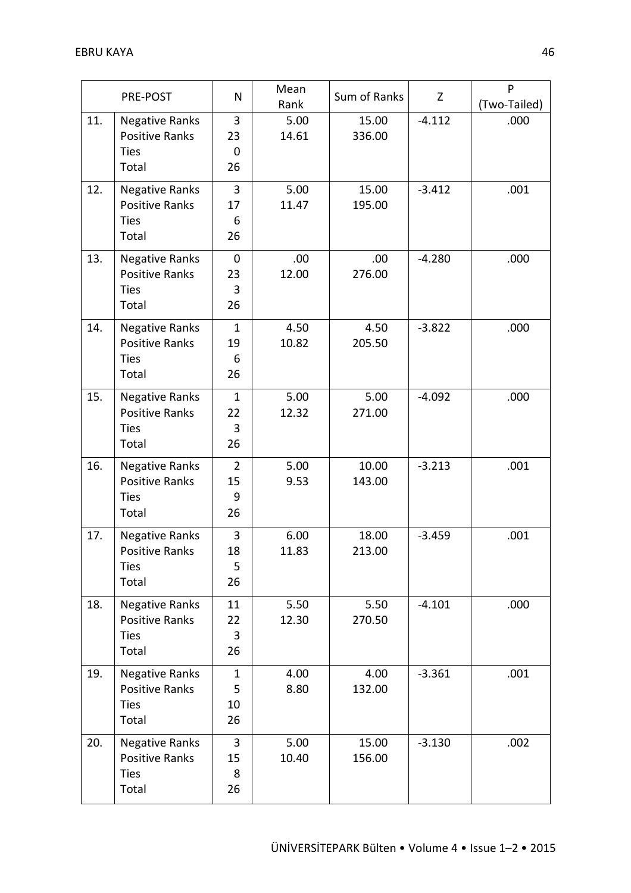| PRE-POST | | N | Mean Rank | Sum of Ranks | Z | P (Two-Tailed) |
|---|---|---|---|---|---|---|
| 11. | Negative Ranks<br>Positive Ranks<br>Ties<br>Total | 3<br>23<br>0<br>26 | 5.00<br>14.61 | 15.00<br>336.00 | -4.112 | .000 |
| 12. | Negative Ranks<br>Positive Ranks<br>Ties<br>Total | 3<br>17<br>6<br>26 | 5.00<br>11.47 | 15.00<br>195.00 | -3.412 | .001 |
| 13. | Negative Ranks<br>Positive Ranks<br>Ties<br>Total | 0<br>23<br>3<br>26 | .00<br>12.00 | .00<br>276.00 | -4.280 | .000 |
| 14. | Negative Ranks<br>Positive Ranks<br>Ties<br>Total | 1<br>19<br>6<br>26 | 4.50<br>10.82 | 4.50<br>205.50 | -3.822 | .000 |
| 15. | Negative Ranks<br>Positive Ranks<br>Ties<br>Total | 1<br>22<br>3<br>26 | 5.00<br>12.32 | 5.00<br>271.00 | -4.092 | .000 |
| 16. | Negative Ranks<br>Positive Ranks<br>Ties<br>Total | 2<br>15<br>9<br>26 | 5.00<br>9.53 | 10.00<br>143.00 | -3.213 | .001 |
| 17. | Negative Ranks<br>Positive Ranks<br>Ties<br>Total | 3<br>18<br>5<br>26 | 6.00<br>11.83 | 18.00<br>213.00 | -3.459 | .001 |
| 18. | Negative Ranks<br>Positive Ranks<br>Ties<br>Total | 11<br>22<br>3<br>26 | 5.50<br>12.30 | 5.50<br>270.50 | -4.101 | .000 |
| 19. | Negative Ranks<br>Positive Ranks<br>Ties<br>Total | 1<br>5<br>10<br>26 | 4.00<br>8.80 | 4.00<br>132.00 | -3.361 | .001 |
| 20. | Negative Ranks<br>Positive Ranks<br>Ties<br>Total | 3<br>15<br>8<br>26 | 5.00<br>10.40 | 15.00<br>156.00 | -3.130 | .002 |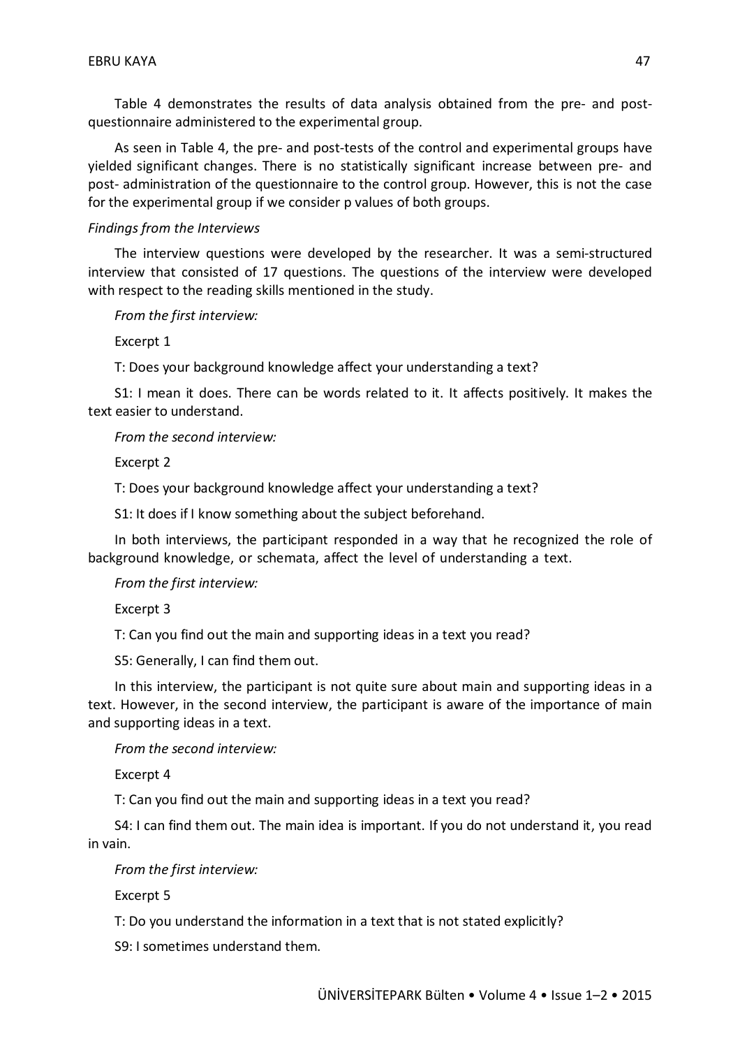Table 4 demonstrates the results of data analysis obtained from the pre- and post-questionnaire administered to the experimental group.

As seen in Table 4, the pre- and post-tests of the control and experimental groups have yielded significant changes. There is no statistically significant increase between pre- and post- administration of the questionnaire to the control group. However, this is not the case for the experimental group if we consider p values of both groups.

*Findings from the Interviews*

The interview questions were developed by the researcher. It was a semi-structured interview that consisted of 17 questions. The questions of the interview were developed with respect to the reading skills mentioned in the study.

*From the first interview:*

Excerpt 1

T: Does your background knowledge affect your understanding a text?

S1: I mean it does. There can be words related to it. It affects positively. It makes the text easier to understand.

*From the second interview:*

Excerpt 2

T: Does your background knowledge affect your understanding a text?

S1: It does if I know something about the subject beforehand.

In both interviews, the participant responded in a way that he recognized the role of background knowledge, or schemata, affect the level of understanding a text.

*From the first interview:*

Excerpt 3

T: Can you find out the main and supporting ideas in a text you read?

S5: Generally, I can find them out.

In this interview, the participant is not quite sure about main and supporting ideas in a text. However, in the second interview, the participant is aware of the importance of main and supporting ideas in a text.

*From the second interview:*

Excerpt 4

T: Can you find out the main and supporting ideas in a text you read?

S4: I can find them out. The main idea is important. If you do not understand it, you read in vain.

*From the first interview:*

Excerpt 5

T: Do you understand the information in a text that is not stated explicitly?

S9: I sometimes understand them.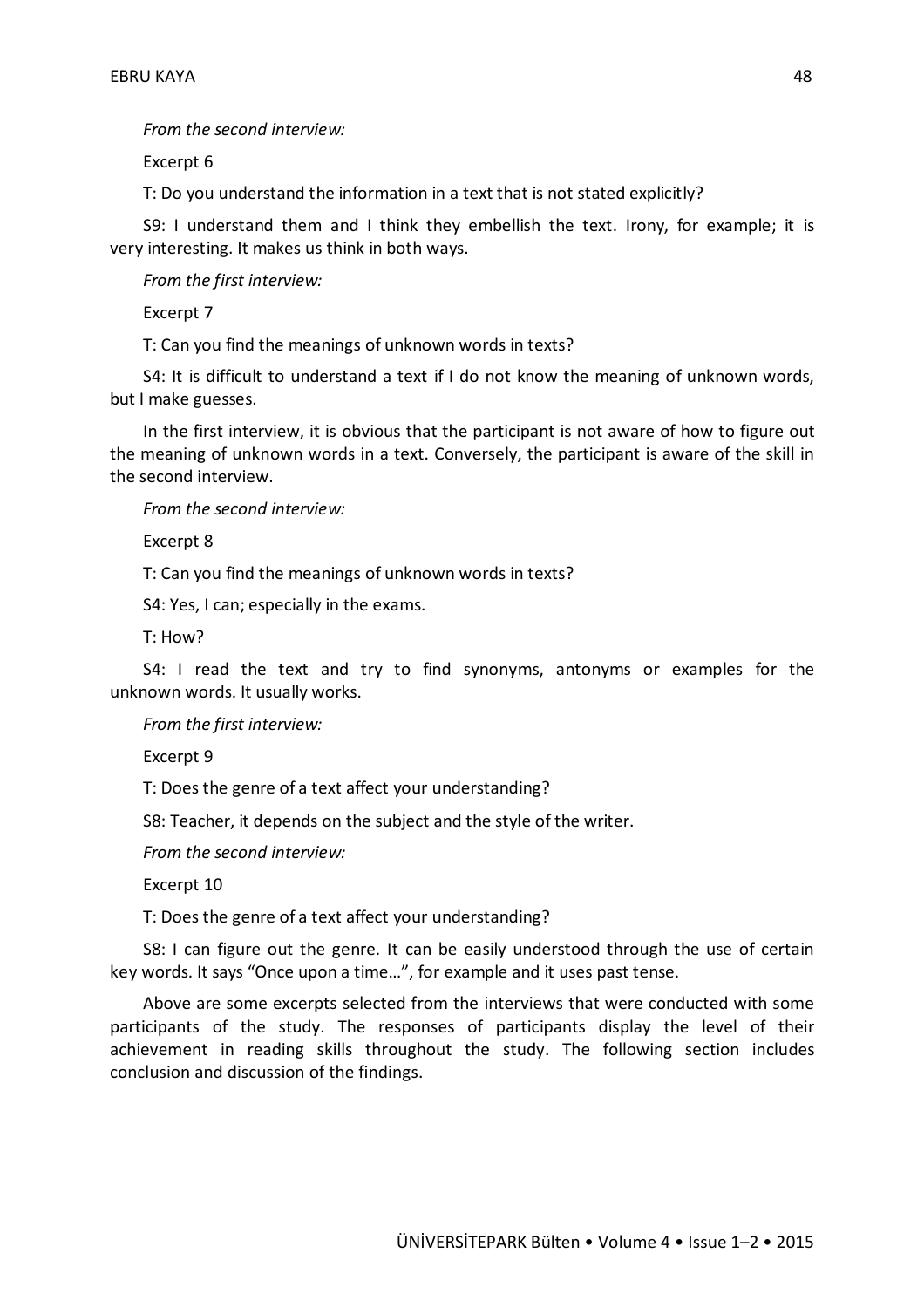*From the second interview:*

Excerpt 6

T: Do you understand the information in a text that is not stated explicitly?

S9: I understand them and I think they embellish the text. Irony, for example; it is very interesting. It makes us think in both ways.

*From the first interview:*

Excerpt 7

T: Can you find the meanings of unknown words in texts?

S4: It is difficult to understand a text if I do not know the meaning of unknown words, but I make guesses.

In the first interview, it is obvious that the participant is not aware of how to figure out the meaning of unknown words in a text. Conversely, the participant is aware of the skill in the second interview.

*From the second interview:*

Excerpt 8

T: Can you find the meanings of unknown words in texts?

S4: Yes, I can; especially in the exams.

T: How?

S4: I read the text and try to find synonyms, antonyms or examples for the unknown words. It usually works.

*From the first interview:*

Excerpt 9

T: Does the genre of a text affect your understanding?

S8: Teacher, it depends on the subject and the style of the writer.

*From the second interview:*

Excerpt 10

T: Does the genre of a text affect your understanding?

S8: I can figure out the genre. It can be easily understood through the use of certain key words. It says "Once upon a time…", for example and it uses past tense.

Above are some excerpts selected from the interviews that were conducted with some participants of the study. The responses of participants display the level of their achievement in reading skills throughout the study. The following section includes conclusion and discussion of the findings.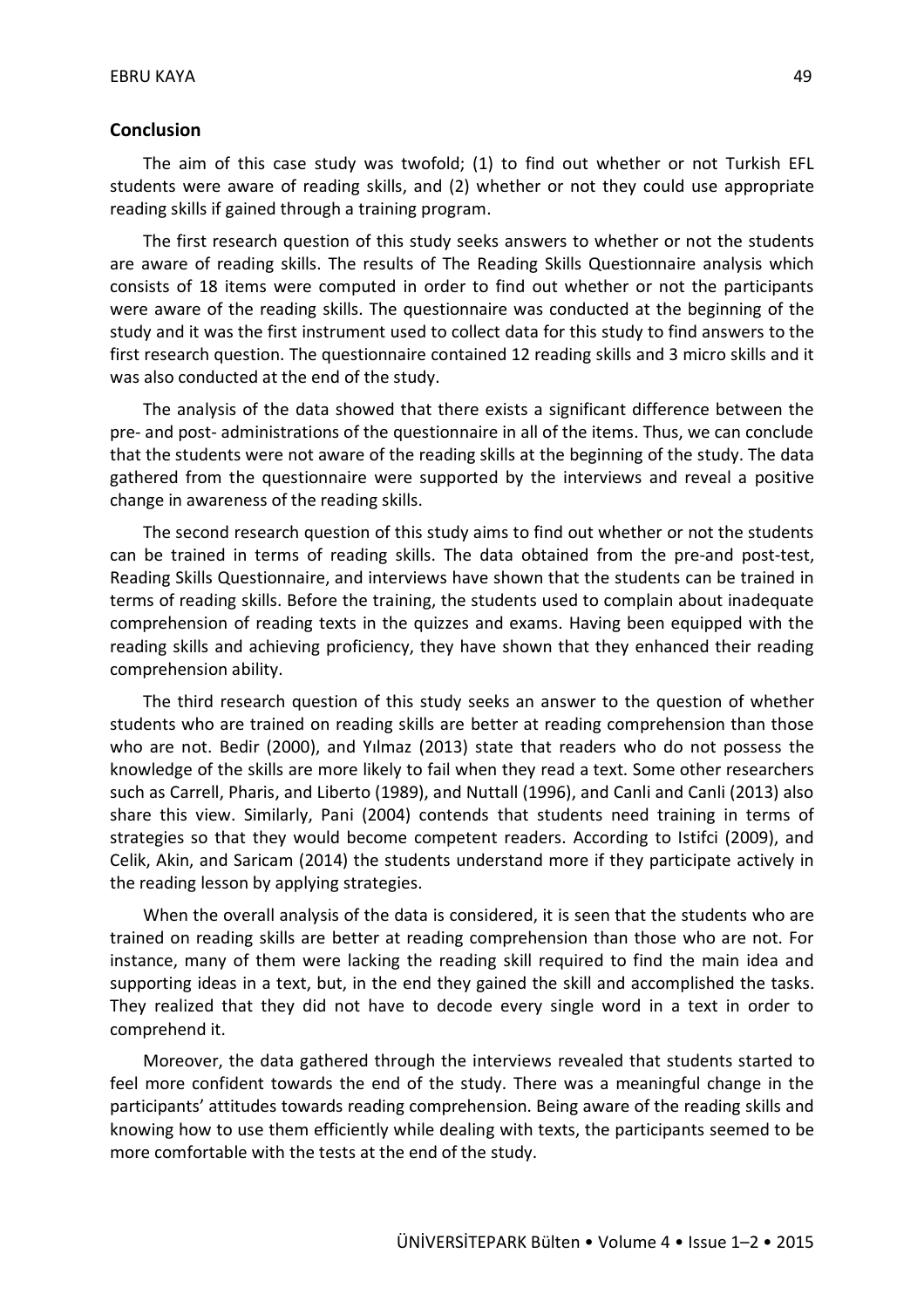## Conclusion

The aim of this case study was twofold; (1) to find out whether or not Turkish EFL students were aware of reading skills, and (2) whether or not they could use appropriate reading skills if gained through a training program.

The first research question of this study seeks answers to whether or not the students are aware of reading skills. The results of The Reading Skills Questionnaire analysis which consists of 18 items were computed in order to find out whether or not the participants were aware of the reading skills. The questionnaire was conducted at the beginning of the study and it was the first instrument used to collect data for this study to find answers to the first research question. The questionnaire contained 12 reading skills and 3 micro skills and it was also conducted at the end of the study.

The analysis of the data showed that there exists a significant difference between the pre- and post- administrations of the questionnaire in all of the items. Thus, we can conclude that the students were not aware of the reading skills at the beginning of the study. The data gathered from the questionnaire were supported by the interviews and reveal a positive change in awareness of the reading skills.

The second research question of this study aims to find out whether or not the students can be trained in terms of reading skills. The data obtained from the pre-and post-test, Reading Skills Questionnaire, and interviews have shown that the students can be trained in terms of reading skills. Before the training, the students used to complain about inadequate comprehension of reading texts in the quizzes and exams. Having been equipped with the reading skills and achieving proficiency, they have shown that they enhanced their reading comprehension ability.

The third research question of this study seeks an answer to the question of whether students who are trained on reading skills are better at reading comprehension than those who are not. Bedir (2000), and Yılmaz (2013) state that readers who do not possess the knowledge of the skills are more likely to fail when they read a text. Some other researchers such as Carrell, Pharis, and Liberto (1989), and Nuttall (1996), and Canli and Canli (2013) also share this view. Similarly, Pani (2004) contends that students need training in terms of strategies so that they would become competent readers. According to Istifci (2009), and Celik, Akin, and Saricam (2014) the students understand more if they participate actively in the reading lesson by applying strategies.

When the overall analysis of the data is considered, it is seen that the students who are trained on reading skills are better at reading comprehension than those who are not. For instance, many of them were lacking the reading skill required to find the main idea and supporting ideas in a text, but, in the end they gained the skill and accomplished the tasks. They realized that they did not have to decode every single word in a text in order to comprehend it.

Moreover, the data gathered through the interviews revealed that students started to feel more confident towards the end of the study. There was a meaningful change in the participants' attitudes towards reading comprehension. Being aware of the reading skills and knowing how to use them efficiently while dealing with texts, the participants seemed to be more comfortable with the tests at the end of the study.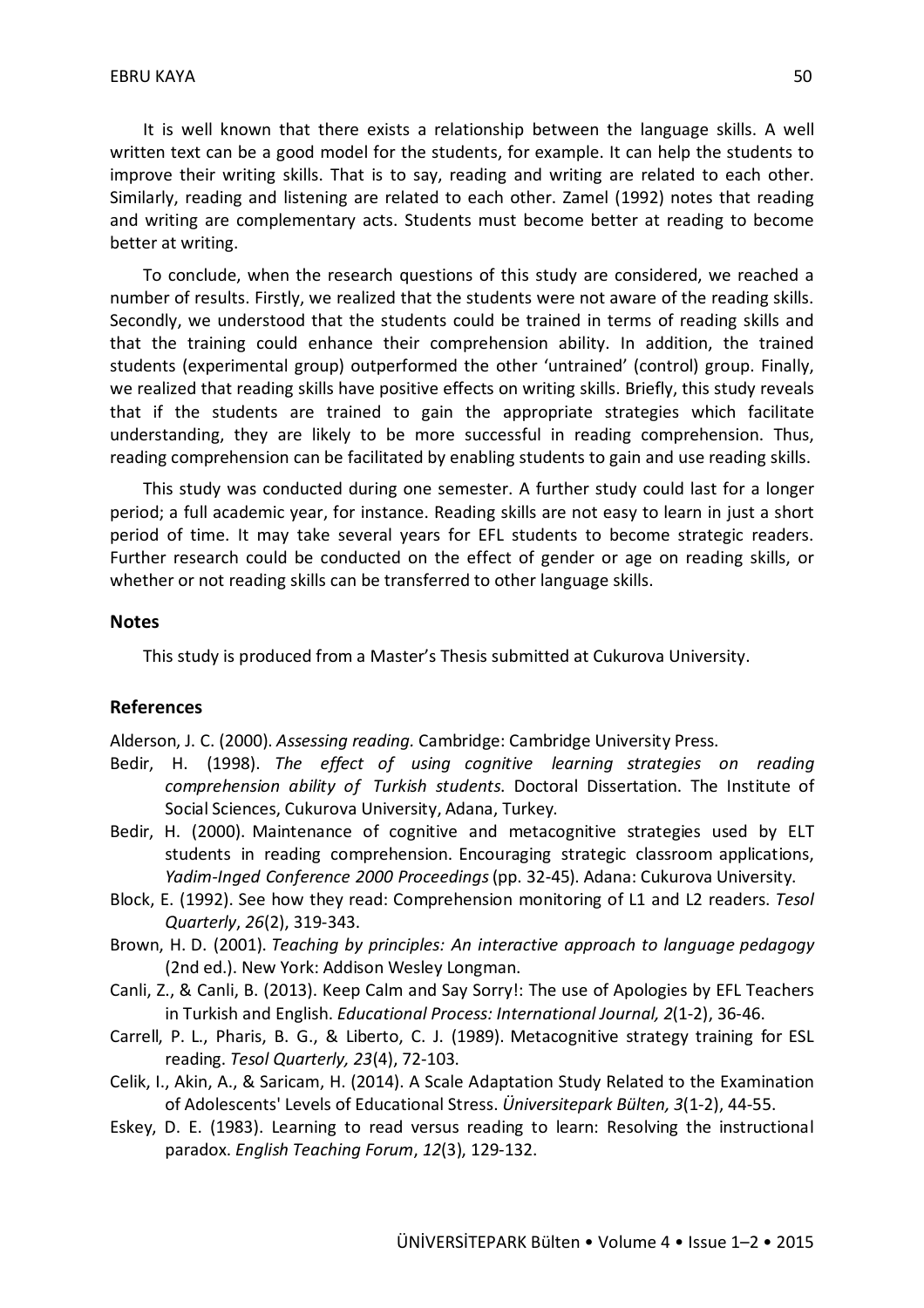It is well known that there exists a relationship between the language skills. A well written text can be a good model for the students, for example. It can help the students to improve their writing skills. That is to say, reading and writing are related to each other. Similarly, reading and listening are related to each other. Zamel (1992) notes that reading and writing are complementary acts. Students must become better at reading to become better at writing.

To conclude, when the research questions of this study are considered, we reached a number of results. Firstly, we realized that the students were not aware of the reading skills. Secondly, we understood that the students could be trained in terms of reading skills and that the training could enhance their comprehension ability. In addition, the trained students (experimental group) outperformed the other 'untrained' (control) group. Finally, we realized that reading skills have positive effects on writing skills. Briefly, this study reveals that if the students are trained to gain the appropriate strategies which facilitate understanding, they are likely to be more successful in reading comprehension. Thus, reading comprehension can be facilitated by enabling students to gain and use reading skills.

This study was conducted during one semester. A further study could last for a longer period; a full academic year, for instance. Reading skills are not easy to learn in just a short period of time. It may take several years for EFL students to become strategic readers. Further research could be conducted on the effect of gender or age on reading skills, or whether or not reading skills can be transferred to other language skills.

## Notes

This study is produced from a Master's Thesis submitted at Cukurova University.

## References

Alderson, J. C. (2000). *Assessing reading.* Cambridge: Cambridge University Press.

Bedir, H. (1998). *The effect of using cognitive learning strategies on reading comprehension ability of Turkish students*. Doctoral Dissertation. The Institute of Social Sciences, Cukurova University, Adana, Turkey.

Bedir, H. (2000). Maintenance of cognitive and metacognitive strategies used by ELT students in reading comprehension. Encouraging strategic classroom applications, *Yadim-Inged Conference 2000 Proceedings* (pp. 32-45). Adana: Cukurova University.

Block, E. (1992). See how they read: Comprehension monitoring of L1 and L2 readers. *Tesol Quarterly*, *26*(2), 319-343.

Brown, H. D. (2001). *Teaching by principles: An interactive approach to language pedagogy* (2nd ed.). New York: Addison Wesley Longman.

Canli, Z., & Canli, B. (2013). Keep Calm and Say Sorry!: The use of Apologies by EFL Teachers in Turkish and English. *Educational Process: International Journal, 2*(1-2), 36-46.

Carrell, P. L., Pharis, B. G., & Liberto, C. J. (1989). Metacognitive strategy training for ESL reading. *Tesol Quarterly, 23*(4), 72-103.

Celik, I., Akin, A., & Saricam, H. (2014). A Scale Adaptation Study Related to the Examination of Adolescents' Levels of Educational Stress. *Üniversitepark Bülten, 3*(1-2), 44-55.

Eskey, D. E. (1983). Learning to read versus reading to learn: Resolving the instructional paradox. *English Teaching Forum*, *12*(3), 129-132.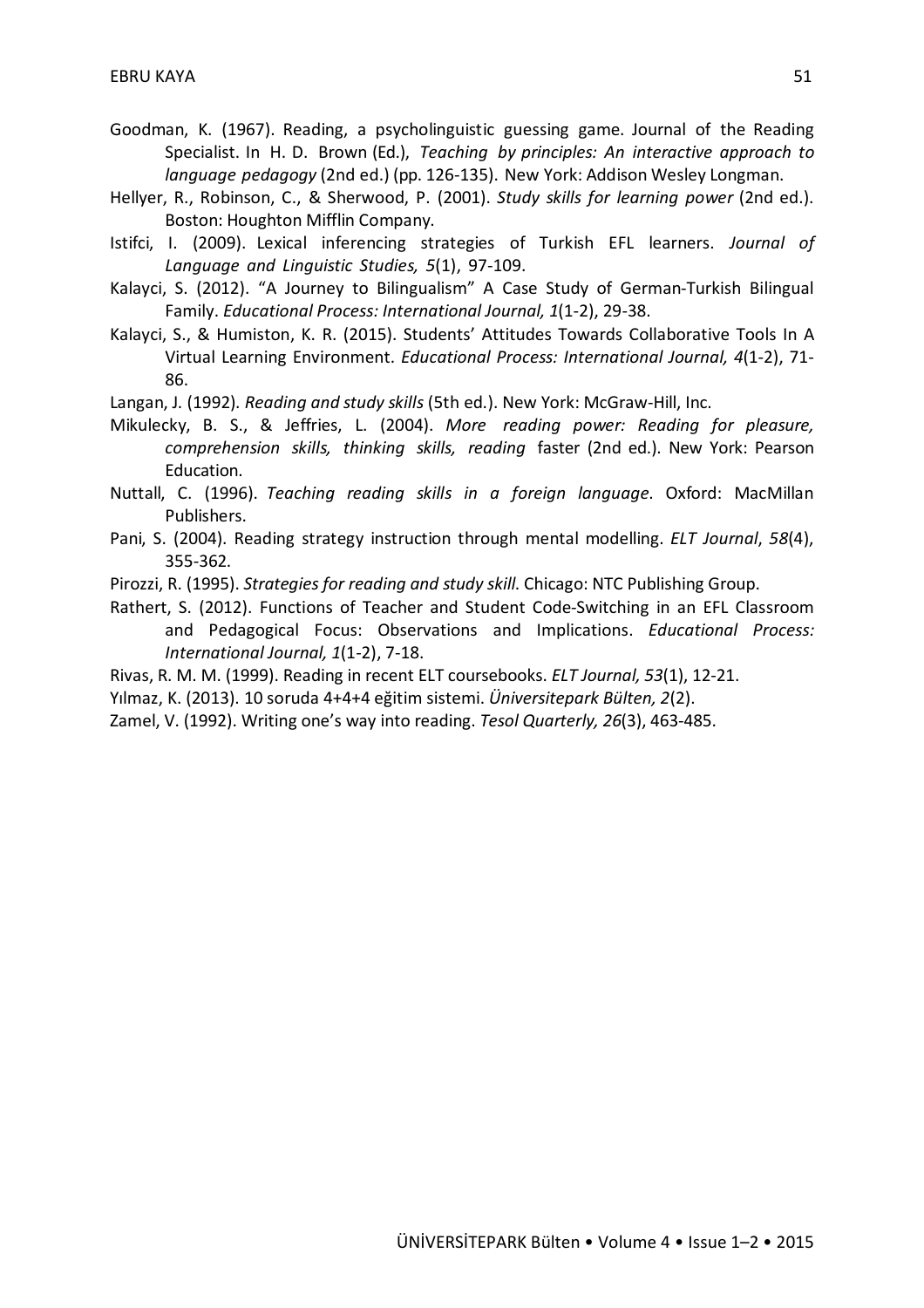Goodman, K. (1967). Reading, a psycholinguistic guessing game. Journal of the Reading Specialist. In H. D. Brown (Ed.), *Teaching by principles: An interactive approach to language pedagogy* (2nd ed.) (pp. 126-135). New York: Addison Wesley Longman.

Hellyer, R., Robinson, C., & Sherwood, P. (2001). *Study skills for learning power* (2nd ed.). Boston: Houghton Mifflin Company.

Istifci, I. (2009). Lexical inferencing strategies of Turkish EFL learners. *Journal of Language and Linguistic Studies, 5*(1), 97-109.

Kalayci, S. (2012). "A Journey to Bilingualism" A Case Study of German-Turkish Bilingual Family. *Educational Process: International Journal, 1*(1-2), 29-38.

Kalayci, S., & Humiston, K. R. (2015). Students' Attitudes Towards Collaborative Tools In A Virtual Learning Environment. *Educational Process: International Journal, 4*(1-2), 71-86.

Langan, J. (1992). *Reading and study skills* (5th ed.). New York: McGraw-Hill, Inc.

Mikulecky, B. S., & Jeffries, L. (2004). *More reading power: Reading for pleasure, comprehension skills, thinking skills, reading* faster (2nd ed.). New York: Pearson Education.

Nuttall, C. (1996). *Teaching reading skills in a foreign language*. Oxford: MacMillan Publishers.

Pani, S. (2004). Reading strategy instruction through mental modelling. *ELT Journal*, *58*(4), 355-362.

Pirozzi, R. (1995). *Strategies for reading and study skill*. Chicago: NTC Publishing Group.

Rathert, S. (2012). Functions of Teacher and Student Code-Switching in an EFL Classroom and Pedagogical Focus: Observations and Implications. *Educational Process: International Journal, 1*(1-2), 7-18.

Rivas, R. M. M. (1999). Reading in recent ELT coursebooks. *ELT Journal, 53*(1), 12-21.

Yılmaz, K. (2013). 10 soruda 4+4+4 eğitim sistemi. *Üniversitepark Bülten, 2*(2).

Zamel, V. (1992). Writing one's way into reading. *Tesol Quarterly, 26*(3), 463-485.